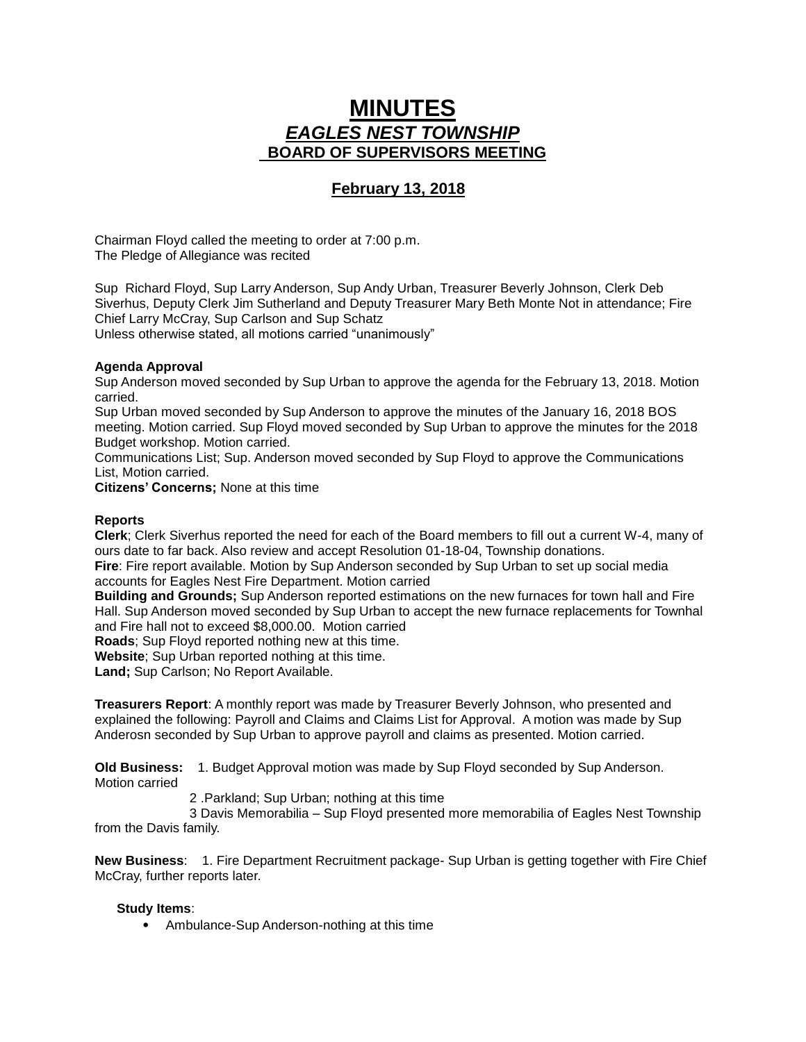# MINUTES
## *EAGLES NEST TOWNSHIP*
### BOARD OF SUPERVISORS MEETING

### February 13, 2018

Chairman Floyd called the meeting to order at 7:00 p.m.
The Pledge of Allegiance was recited

Sup Richard Floyd, Sup Larry Anderson, Sup Andy Urban, Treasurer Beverly Johnson, Clerk Deb Siverhus, Deputy Clerk Jim Sutherland and Deputy Treasurer Mary Beth Monte Not in attendance; Fire Chief Larry McCray, Sup Carlson and Sup Schatz
Unless otherwise stated, all motions carried "unanimously"

**Agenda Approval**
Sup Anderson moved seconded by Sup Urban to approve the agenda for the February 13, 2018. Motion carried.
Sup Urban moved seconded by Sup Anderson to approve the minutes of the January 16, 2018 BOS meeting. Motion carried. Sup Floyd moved seconded by Sup Urban to approve the minutes for the 2018 Budget workshop. Motion carried.
Communications List; Sup. Anderson moved seconded by Sup Floyd to approve the Communications List, Motion carried.
**Citizens' Concerns;** None at this time

**Reports**
**Clerk**; Clerk Siverhus reported the need for each of the Board members to fill out a current W-4, many of ours date to far back. Also review and accept Resolution 01-18-04, Township donations.
**Fire**: Fire report available. Motion by Sup Anderson seconded by Sup Urban to set up social media accounts for Eagles Nest Fire Department. Motion carried
**Building and Grounds;** Sup Anderson reported estimations on the new furnaces for town hall and Fire Hall. Sup Anderson moved seconded by Sup Urban to accept the new furnace replacements for Townhal and Fire hall not to exceed $8,000.00. Motion carried
**Roads**; Sup Floyd reported nothing new at this time.
**Website**; Sup Urban reported nothing at this time.
**Land;** Sup Carlson; No Report Available.

**Treasurers Report**: A monthly report was made by Treasurer Beverly Johnson, who presented and explained the following: Payroll and Claims and Claims List for Approval. A motion was made by Sup Anderosn seconded by Sup Urban to approve payroll and claims as presented. Motion carried.

**Old Business:** 1. Budget Approval motion was made by Sup Floyd seconded by Sup Anderson. Motion carried
2 .Parkland; Sup Urban; nothing at this time
3 Davis Memorabilia – Sup Floyd presented more memorabilia of Eagles Nest Township from the Davis family.

**New Business**: 1. Fire Department Recruitment package- Sup Urban is getting together with Fire Chief McCray, further reports later.

**Study Items**:

- Ambulance-Sup Anderson-nothing at this time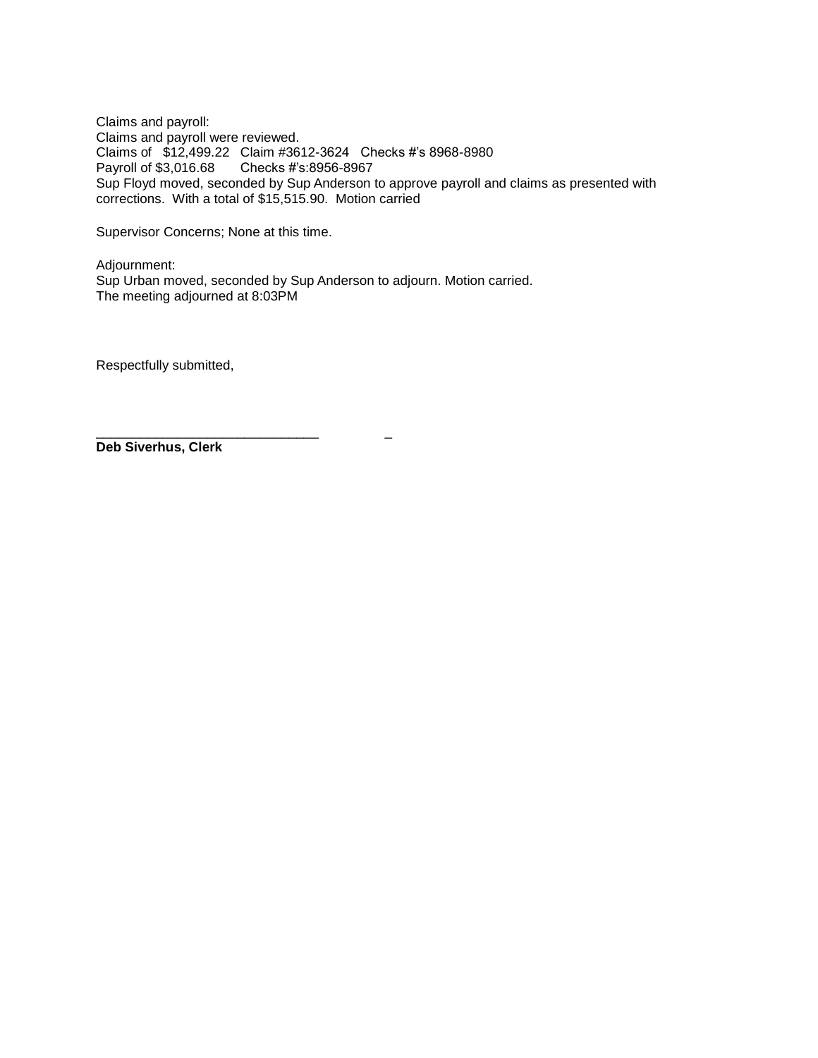Claims and payroll:
Claims and payroll were reviewed.
Claims of $12,499.22 Claim #3612-3624 Checks #'s 8968-8980
Payroll of $3,016.68 Checks #'s:8956-8967
Sup Floyd moved, seconded by Sup Anderson to approve payroll and claims as presented with corrections. With a total of $15,515.90. Motion carried

Supervisor Concerns; None at this time.

Adjournment:
Sup Urban moved, seconded by Sup Anderson to adjourn. Motion carried.
The meeting adjourned at 8:03PM

Respectfully submitted,

______________________________ _
**Deb Siverhus, Clerk**